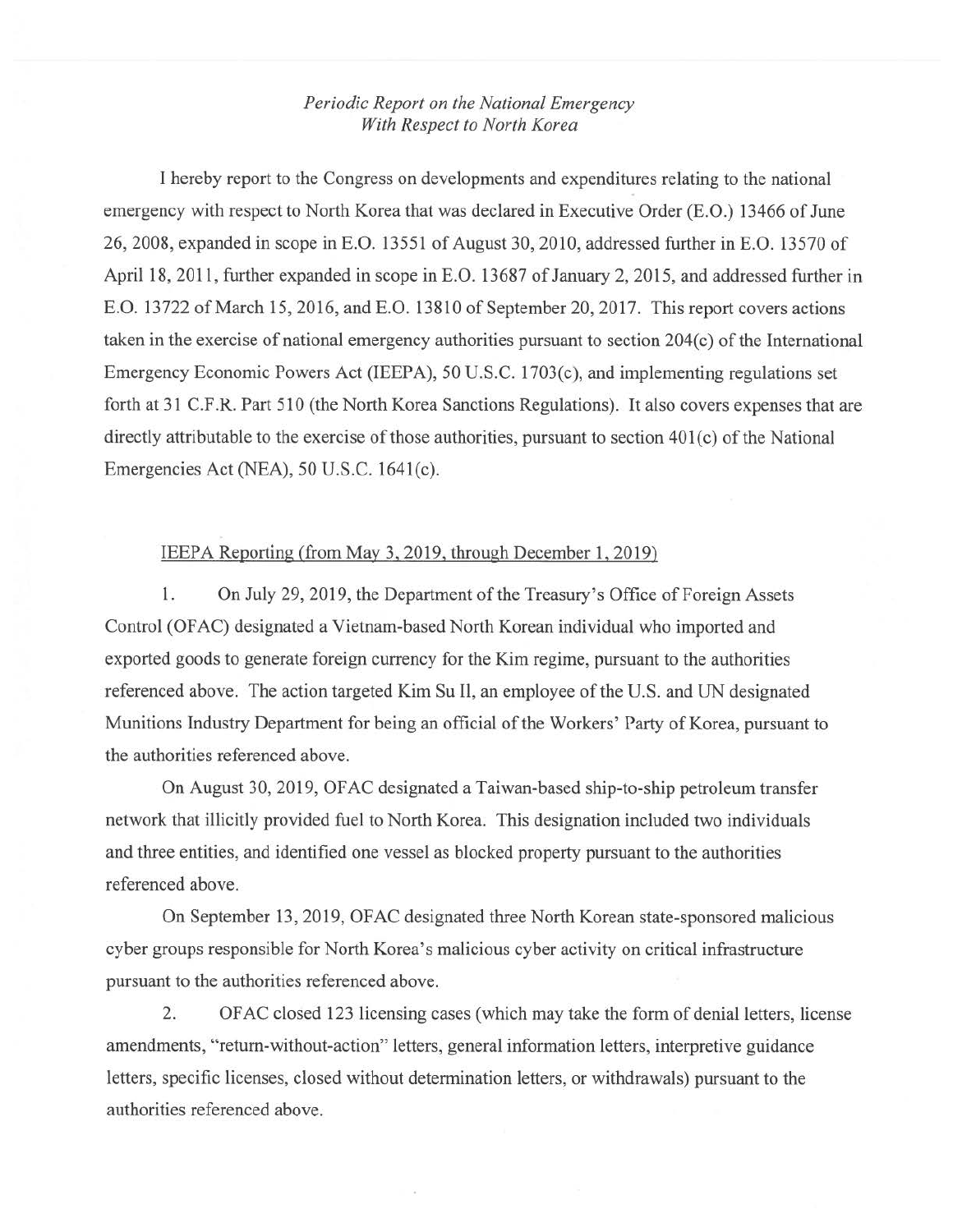*Periodic Report on the National Emergency With Respect to North Korea*

I hereby report to the Congress on developments and expenditures relating to the national emergency with respect to North Korea that was declared in Executive Order (E.O.) 13466 of June 26, 2008, expanded in scope in E.O. 13551 of August 30, 2010, addressed further in E.O. 13570 of April 18, 2011, further expanded in scope in E.O. 13687 of January 2, 2015, and addressed further in E.O. 13722 of March 15, 2016, and E.O. 13810 of September 20, 2017. This report covers actions taken in the exercise of national emergency authorities pursuant to section 204(c) of the International Emergency Economic Powers Act (IEEPA), 50 U.S.C. 1703(c), and implementing regulations set forth at 31 C.F.R. Part 510 (the North Korea Sanctions Regulations). It also covers expenses that are directly attributable to the exercise of those authorities, pursuant to section 401(c) of the National Emergencies Act (NEA), 50 U.S.C. 1641(c).

IEEPA Reporting (from May 3, 2019, through December 1, 2019)

1. On July 29, 2019, the Department of the Treasury's Office of Foreign Assets Control (OFAC) designated a Vietnam-based North Korean individual who imported and exported goods to generate foreign currency for the Kim regime, pursuant to the authorities referenced above. The action targeted Kim Su Il, an employee of the U.S. and UN designated Munitions Industry Department for being an official of the Workers' Party of Korea, pursuant to the authorities referenced above.

On August 30, 2019, OFAC designated a Taiwan-based ship-to-ship petroleum transfer network that illicitly provided fuel to North Korea. This designation included two individuals and three entities, and identified one vessel as blocked property pursuant to the authorities referenced above.

On September 13, 2019, OFAC designated three North Korean state-sponsored malicious cyber groups responsible for North Korea's malicious cyber activity on critical infrastructure pursuant to the authorities referenced above.

2. OFAC closed 123 licensing cases (which may take the form of denial letters, license amendments, "return-without-action" letters, general information letters, interpretive guidance letters, specific licenses, closed without determination letters, or withdrawals) pursuant to the authorities referenced above.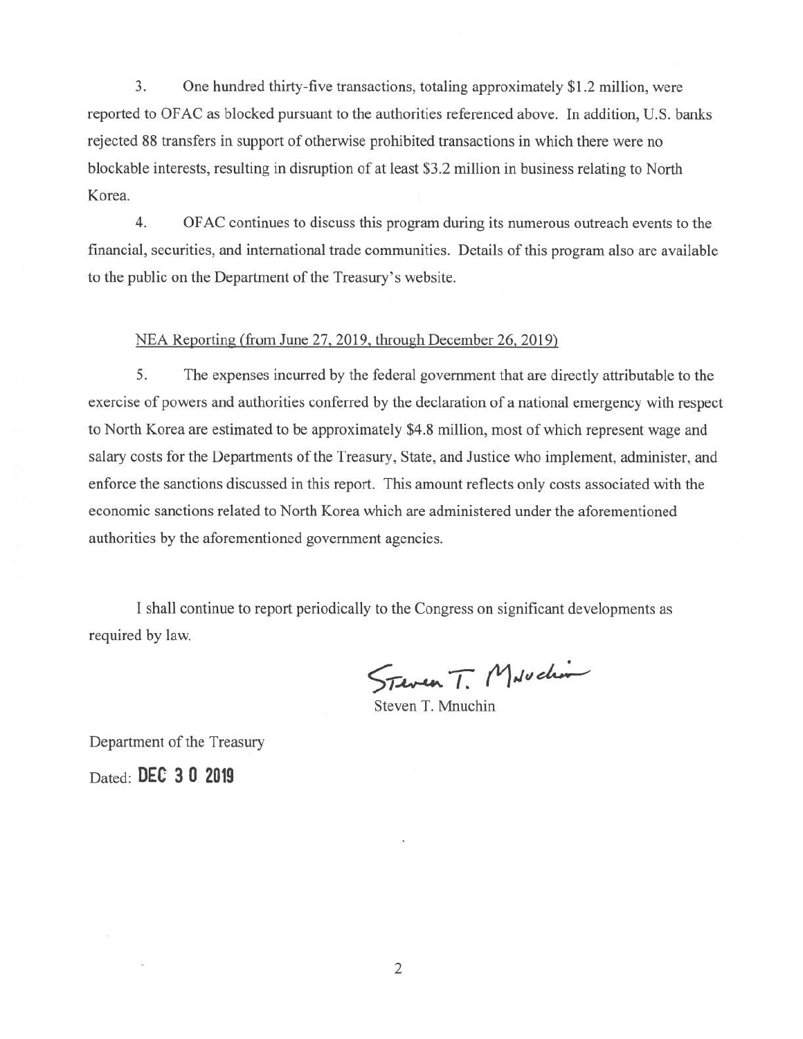3. One hundred thirty-five transactions, totaling approximately $1.2 million, were reported to OFAC as blocked pursuant to the authorities referenced above. In addition, U.S. banks rejected 88 transfers in support of otherwise prohibited transactions in which there were no blockable interests, resulting in disruption of at least $3.2 million in business relating to North Korea.

4. OFAC continues to discuss this program during its numerous outreach events to the financial, securities, and international trade communities. Details of this program also are available to the public on the Department of the Treasury's website.

NEA Reporting (from June 27, 2019, through December 26, 2019)

5. The expenses incurred by the federal government that are directly attributable to the exercise of powers and authorities conferred by the declaration of a national emergency with respect to North Korea are estimated to be approximately $4.8 million, most of which represent wage and salary costs for the Departments of the Treasury, State, and Justice who implement, administer, and enforce the sanctions discussed in this report. This amount reflects only costs associated with the economic sanctions related to North Korea which are administered under the aforementioned authorities by the aforementioned government agencies.

I shall continue to report periodically to the Congress on significant developments as required by law.

Steven T. Mnuchin

Steven T. Mnuchin

Department of the Treasury

Dated: **DEC 30 2019**